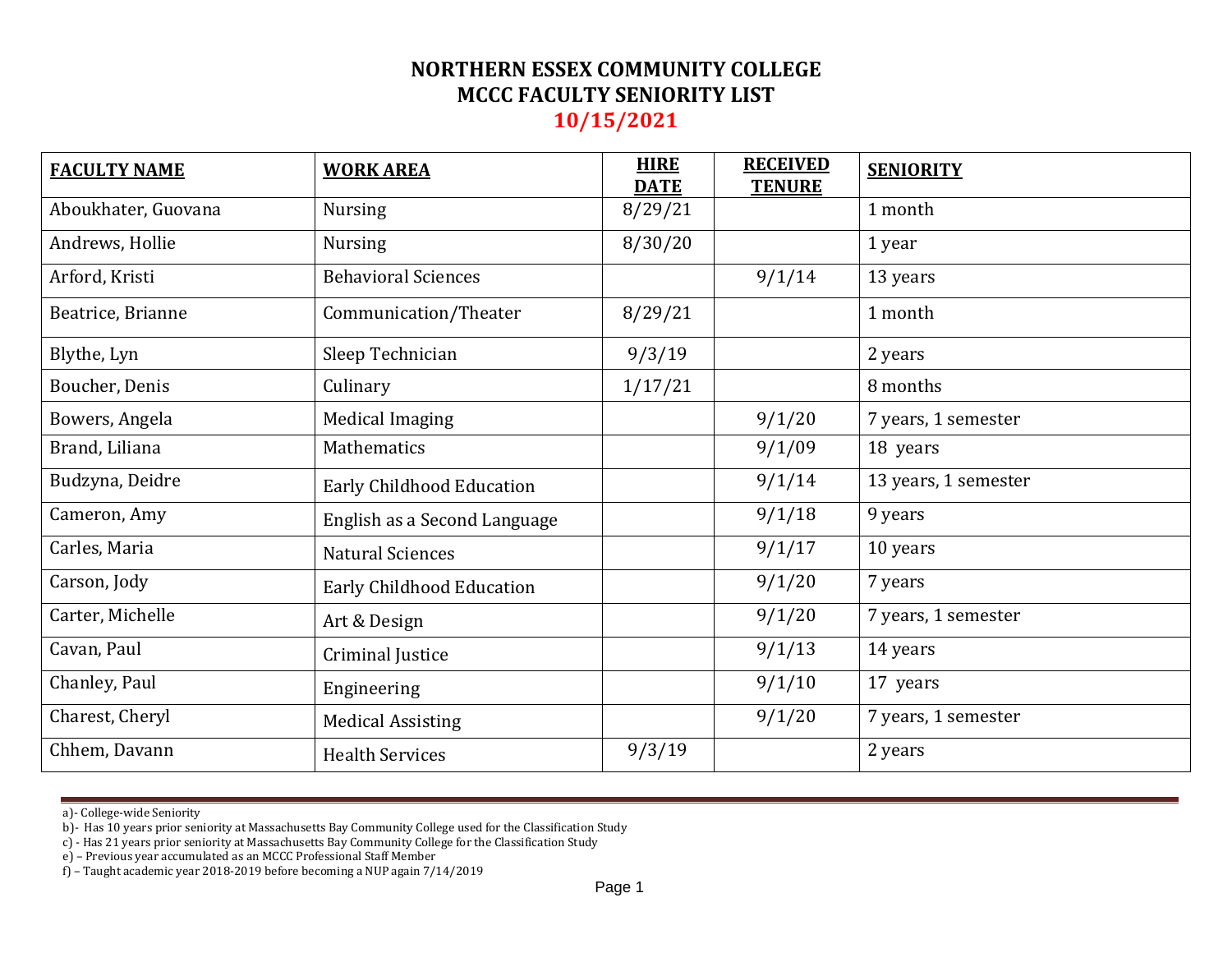# NORTHERN ESSEX COMMUNITY COLLEGE
## MCCC FACULTY SENIORITY LIST
## 10/15/2021

| FACULTY NAME | WORK AREA | HIRE DATE | RECEIVED TENURE | SENIORITY |
|---|---|---|---|---|
| Aboukhater, Guovana | Nursing | 8/29/21 | | 1 month |
| Andrews, Hollie | Nursing | 8/30/20 | | 1 year |
| Arford, Kristi | Behavioral Sciences | | 9/1/14 | 13 years |
| Beatrice, Brianne | Communication/Theater | 8/29/21 | | 1 month |
| Blythe, Lyn | Sleep Technician | 9/3/19 | | 2 years |
| Boucher, Denis | Culinary | 1/17/21 | | 8 months |
| Bowers, Angela | Medical Imaging | | 9/1/20 | 7 years, 1 semester |
| Brand, Liliana | Mathematics | | 9/1/09 | 18 years |
| Budzyna, Deidre | Early Childhood Education | | 9/1/14 | 13 years, 1 semester |
| Cameron, Amy | English as a Second Language | | 9/1/18 | 9 years |
| Carles, Maria | Natural Sciences | | 9/1/17 | 10 years |
| Carson, Jody | Early Childhood Education | | 9/1/20 | 7 years |
| Carter, Michelle | Art & Design | | 9/1/20 | 7 years, 1 semester |
| Cavan, Paul | Criminal Justice | | 9/1/13 | 14 years |
| Chanley, Paul | Engineering | | 9/1/10 | 17 years |
| Charest, Cheryl | Medical Assisting | | 9/1/20 | 7 years, 1 semester |
| Chhem, Davann | Health Services | 9/3/19 | | 2 years |

a)- College-wide Seniority
b)- Has 10 years prior seniority at Massachusetts Bay Community College used for the Classification Study
c) - Has 21 years prior seniority at Massachusetts Bay Community College for the Classification Study
e) – Previous year accumulated as an MCCC Professional Staff Member
f) – Taught academic year 2018-2019 before becoming a NUP again 7/14/2019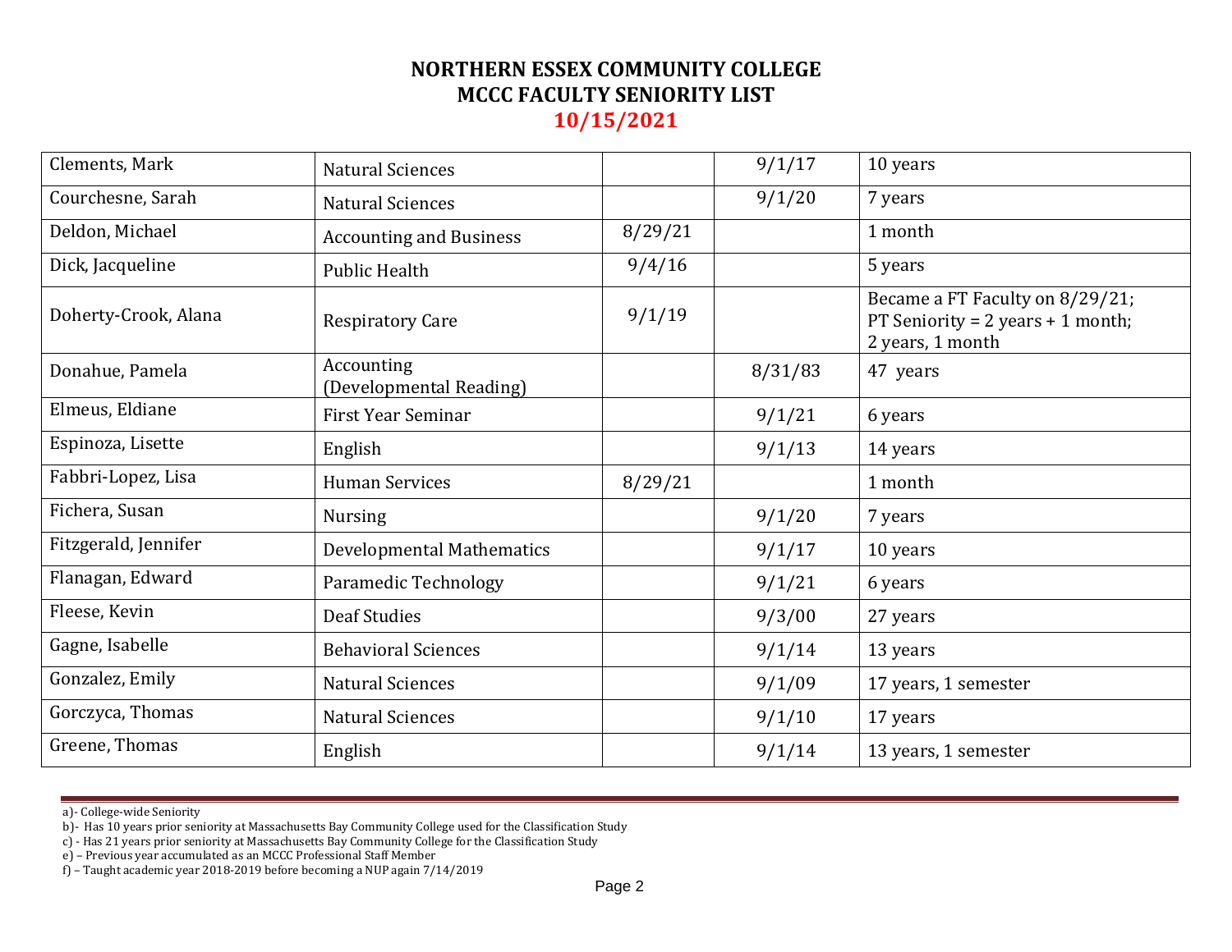# NORTHERN ESSEX COMMUNITY COLLEGE
## MCCC FACULTY SENIORITY LIST
## 10/15/2021

| | | | | |
|---|---|---|---|---|
| Clements, Mark | Natural Sciences | | 9/1/17 | 10 years |
| Courchesne, Sarah | Natural Sciences | | 9/1/20 | 7 years |
| Deldon, Michael | Accounting and Business | 8/29/21 | | 1 month |
| Dick, Jacqueline | Public Health | 9/4/16 | | 5 years |
| Doherty-Crook, Alana | Respiratory Care | 9/1/19 | | Became a FT Faculty on 8/29/21; PT Seniority = 2 years + 1 month; 2 years, 1 month |
| Donahue, Pamela | Accounting (Developmental Reading) | | 8/31/83 | 47 years |
| Elmeus, Eldiane | First Year Seminar | | 9/1/21 | 6 years |
| Espinoza, Lisette | English | | 9/1/13 | 14 years |
| Fabbri-Lopez, Lisa | Human Services | 8/29/21 | | 1 month |
| Fichera, Susan | Nursing | | 9/1/20 | 7 years |
| Fitzgerald, Jennifer | Developmental Mathematics | | 9/1/17 | 10 years |
| Flanagan, Edward | Paramedic Technology | | 9/1/21 | 6 years |
| Fleese, Kevin | Deaf Studies | | 9/3/00 | 27 years |
| Gagne, Isabelle | Behavioral Sciences | | 9/1/14 | 13 years |
| Gonzalez, Emily | Natural Sciences | | 9/1/09 | 17 years, 1 semester |
| Gorczyca, Thomas | Natural Sciences | | 9/1/10 | 17 years |
| Greene, Thomas | English | | 9/1/14 | 13 years, 1 semester |

a)- College-wide Seniority
b)- Has 10 years prior seniority at Massachusetts Bay Community College used for the Classification Study
c) - Has 21 years prior seniority at Massachusetts Bay Community College for the Classification Study
e) – Previous year accumulated as an MCCC Professional Staff Member
f) – Taught academic year 2018-2019 before becoming a NUP again 7/14/2019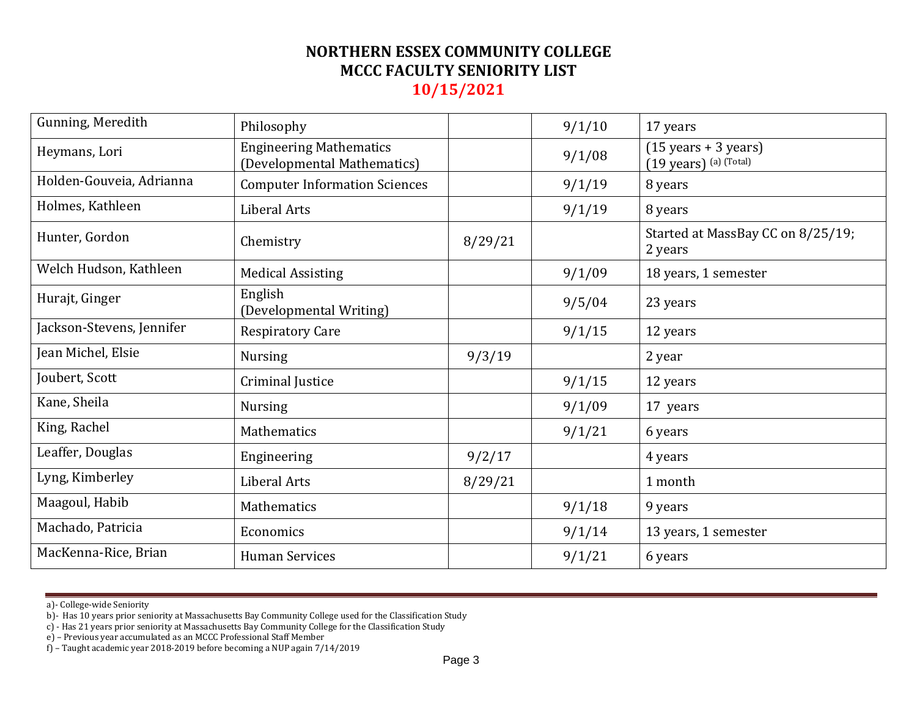**NORTHERN ESSEX COMMUNITY COLLEGE**
**MCCC FACULTY SENIORITY LIST**
**10/15/2021**

| | | | | |
|---|---|---|---|---|
| Gunning, Meredith | Philosophy | | 9/1/10 | 17 years |
| Heymans, Lori | Engineering Mathematics (Developmental Mathematics) | | 9/1/08 | (15 years + 3 years) (19 years) [(a) (Total)] |
| Holden-Gouveia, Adrianna | Computer Information Sciences | | 9/1/19 | 8 years |
| Holmes, Kathleen | Liberal Arts | | 9/1/19 | 8 years |
| Hunter, Gordon | Chemistry | 8/29/21 | | Started at MassBay CC on 8/25/19; 2 years |
| Welch Hudson, Kathleen | Medical Assisting | | 9/1/09 | 18 years, 1 semester |
| Hurajt, Ginger | English (Developmental Writing) | | 9/5/04 | 23 years |
| Jackson-Stevens, Jennifer | Respiratory Care | | 9/1/15 | 12 years |
| Jean Michel, Elsie | Nursing | 9/3/19 | | 2 year |
| Joubert, Scott | Criminal Justice | | 9/1/15 | 12 years |
| Kane, Sheila | Nursing | | 9/1/09 | 17 years |
| King, Rachel | Mathematics | | 9/1/21 | 6 years |
| Leaffer, Douglas | Engineering | 9/2/17 | | 4 years |
| Lyng, Kimberley | Liberal Arts | 8/29/21 | | 1 month |
| Maagoul, Habib | Mathematics | | 9/1/18 | 9 years |
| Machado, Patricia | Economics | | 9/1/14 | 13 years, 1 semester |
| MacKenna-Rice, Brian | Human Services | | 9/1/21 | 6 years |

a)- College-wide Seniority
b)- Has 10 years prior seniority at Massachusetts Bay Community College used for the Classification Study
c) - Has 21 years prior seniority at Massachusetts Bay Community College for the Classification Study
e) – Previous year accumulated as an MCCC Professional Staff Member
f) – Taught academic year 2018-2019 before becoming a NUP again 7/14/2019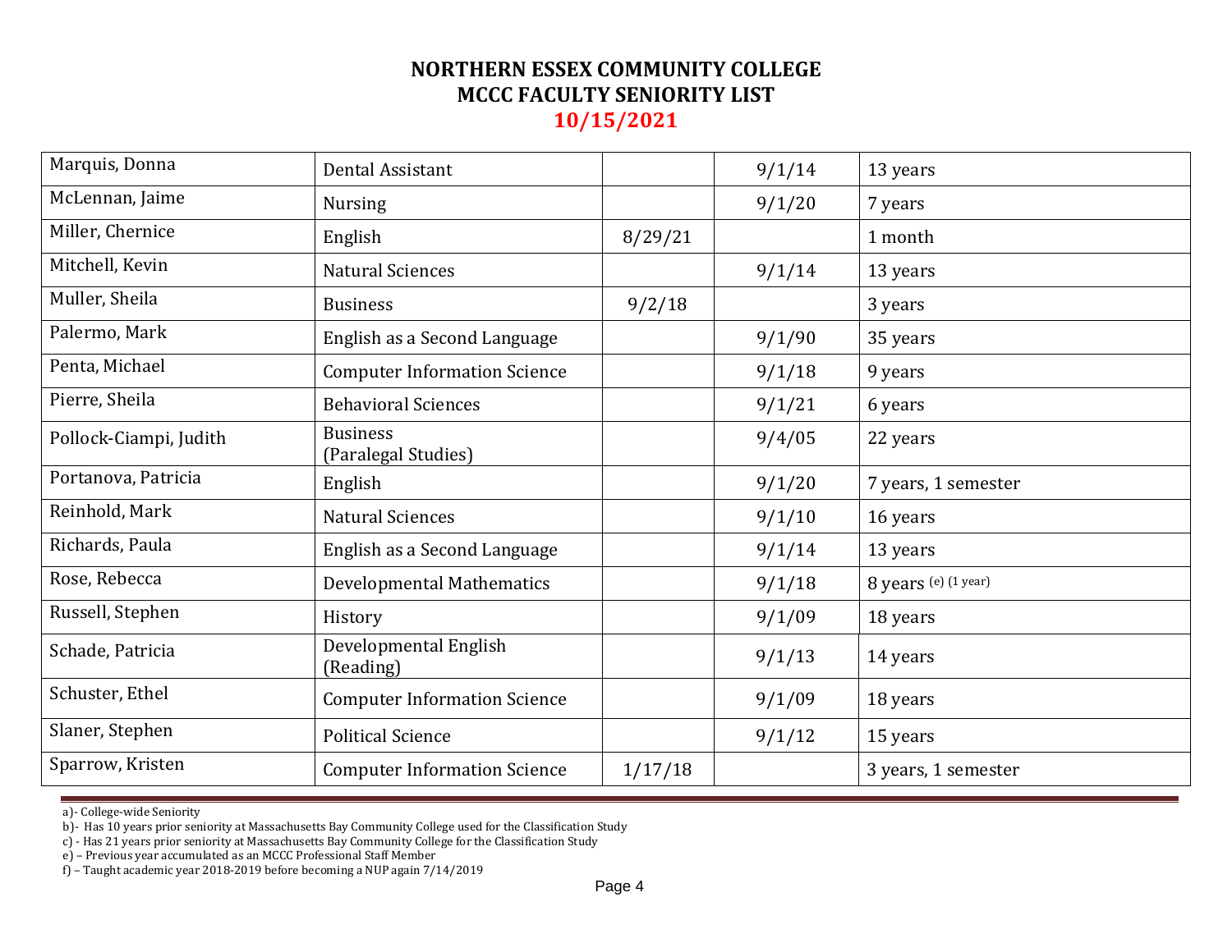**NORTHERN ESSEX COMMUNITY COLLEGE**
**MCCC FACULTY SENIORITY LIST**
**10/15/2021**

| | | | | |
|---|---|---|---|---|
| Marquis, Donna | Dental Assistant | | 9/1/14 | 13 years |
| McLennan, Jaime | Nursing | | 9/1/20 | 7 years |
| Miller, Chernice | English | 8/29/21 | | 1 month |
| Mitchell, Kevin | Natural Sciences | | 9/1/14 | 13 years |
| Muller, Sheila | Business | 9/2/18 | | 3 years |
| Palermo, Mark | English as a Second Language | | 9/1/90 | 35 years |
| Penta, Michael | Computer Information Science | | 9/1/18 | 9 years |
| Pierre, Sheila | Behavioral Sciences | | 9/1/21 | 6 years |
| Pollock-Ciampi, Judith | Business (Paralegal Studies) | | 9/4/05 | 22 years |
| Portanova, Patricia | English | | 9/1/20 | 7 years, 1 semester |
| Reinhold, Mark | Natural Sciences | | 9/1/10 | 16 years |
| Richards, Paula | English as a Second Language | | 9/1/14 | 13 years |
| Rose, Rebecca | Developmental Mathematics | | 9/1/18 | 8 years (e) (1 year) |
| Russell, Stephen | History | | 9/1/09 | 18 years |
| Schade, Patricia | Developmental English (Reading) | | 9/1/13 | 14 years |
| Schuster, Ethel | Computer Information Science | | 9/1/09 | 18 years |
| Slaner, Stephen | Political Science | | 9/1/12 | 15 years |
| Sparrow, Kristen | Computer Information Science | 1/17/18 | | 3 years, 1 semester |

a)- College-wide Seniority
b)- Has 10 years prior seniority at Massachusetts Bay Community College used for the Classification Study
c) - Has 21 years prior seniority at Massachusetts Bay Community College for the Classification Study
e) – Previous year accumulated as an MCCC Professional Staff Member
f) – Taught academic year 2018-2019 before becoming a NUP again 7/14/2019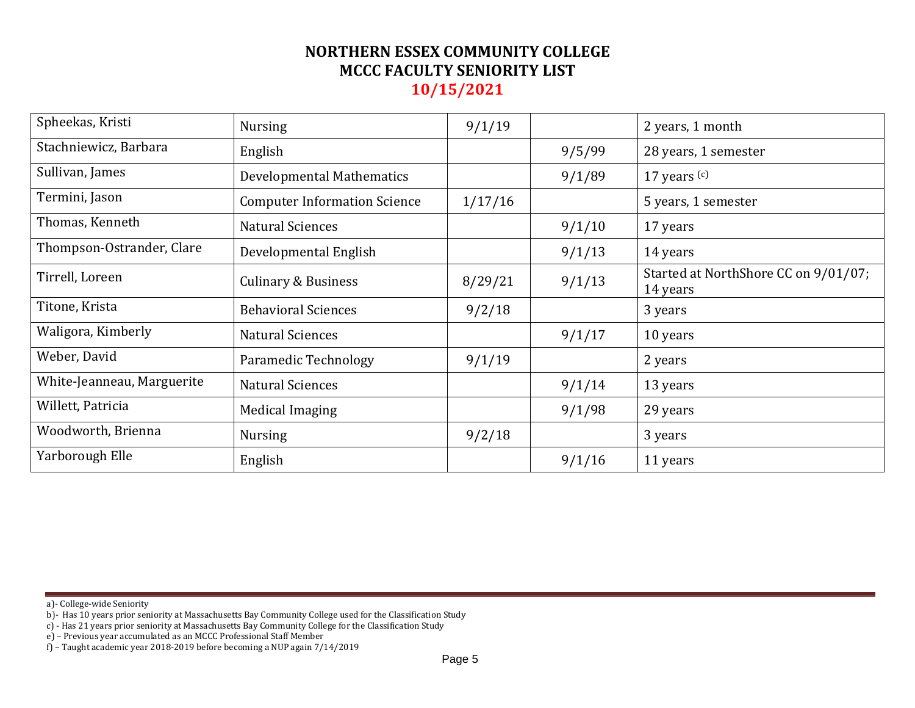# NORTHERN ESSEX COMMUNITY COLLEGE
## MCCC FACULTY SENIORITY LIST
### 10/15/2021

| | | | | |
|---|---|---|---|---|
| Spheekas, Kristi | Nursing | 9/1/19 | | 2 years, 1 month |
| Stachniewicz, Barbara | English | | 9/5/99 | 28 years, 1 semester |
| Sullivan, James | Developmental Mathematics | | 9/1/89 | 17 years (c) |
| Termini, Jason | Computer Information Science | 1/17/16 | | 5 years, 1 semester |
| Thomas, Kenneth | Natural Sciences | | 9/1/10 | 17 years |
| Thompson-Ostrander, Clare | Developmental English | | 9/1/13 | 14 years |
| Tirrell, Loreen | Culinary & Business | 8/29/21 | 9/1/13 | Started at NorthShore CC on 9/01/07; 14 years |
| Titone, Krista | Behavioral Sciences | 9/2/18 | | 3 years |
| Waligora, Kimberly | Natural Sciences | | 9/1/17 | 10 years |
| Weber, David | Paramedic Technology | 9/1/19 | | 2 years |
| White-Jeanneau, Marguerite | Natural Sciences | | 9/1/14 | 13 years |
| Willett, Patricia | Medical Imaging | | 9/1/98 | 29 years |
| Woodworth, Brienna | Nursing | 9/2/18 | | 3 years |
| Yarborough Elle | English | | 9/1/16 | 11 years |

a)- College-wide Seniority
b)- Has 10 years prior seniority at Massachusetts Bay Community College used for the Classification Study
c) - Has 21 years prior seniority at Massachusetts Bay Community College for the Classification Study
e) – Previous year accumulated as an MCCC Professional Staff Member
f) – Taught academic year 2018-2019 before becoming a NUP again 7/14/2019